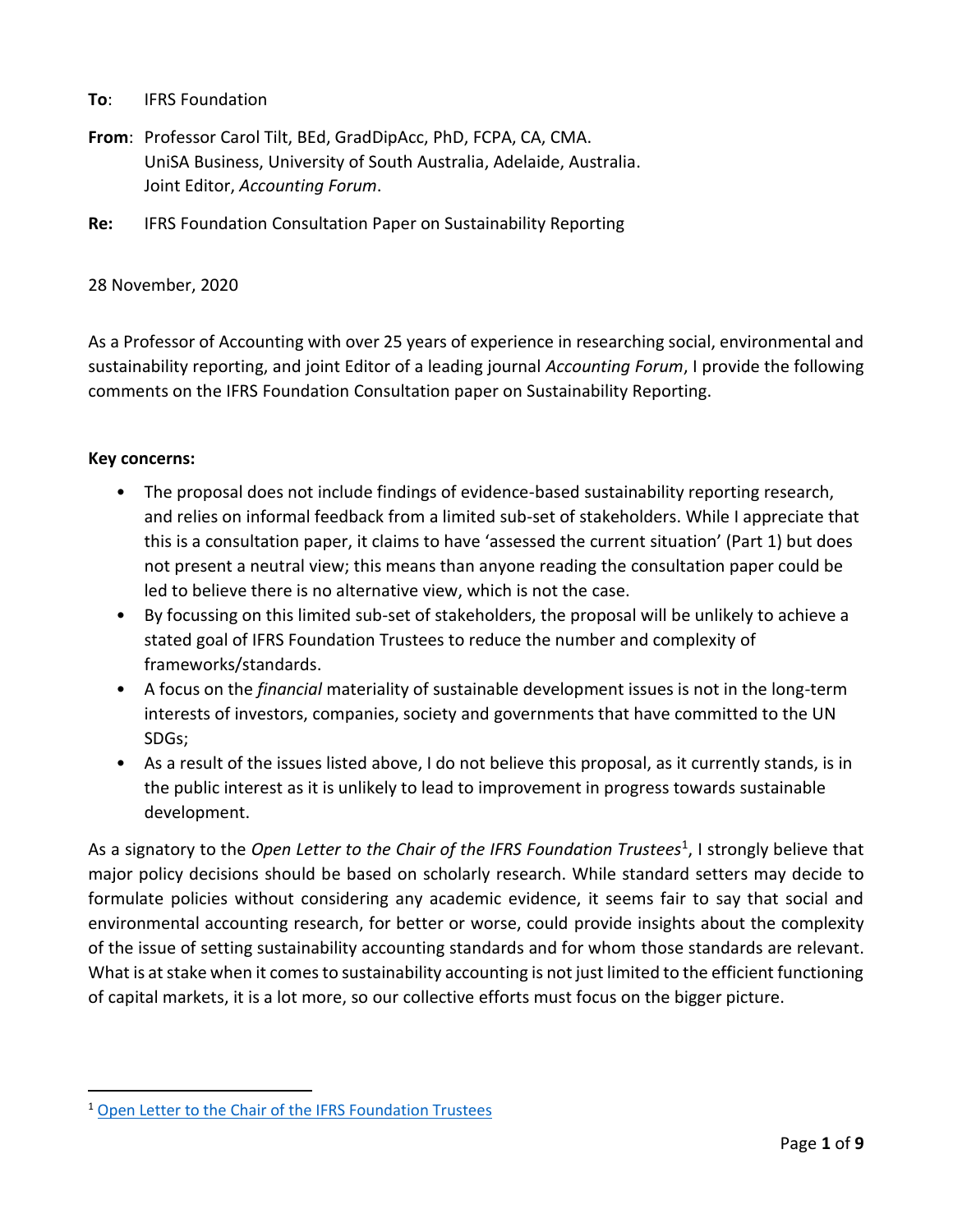**To**: IFRS Foundation

**From**: Professor Carol Tilt, BEd, GradDipAcc, PhD, FCPA, CA, CMA.
UniSA Business, University of South Australia, Adelaide, Australia.
Joint Editor, *Accounting Forum*.

**Re:** IFRS Foundation Consultation Paper on Sustainability Reporting

28 November, 2020

As a Professor of Accounting with over 25 years of experience in researching social, environmental and sustainability reporting, and joint Editor of a leading journal *Accounting Forum*, I provide the following comments on the IFRS Foundation Consultation paper on Sustainability Reporting.

**Key concerns:**

- The proposal does not include findings of evidence-based sustainability reporting research, and relies on informal feedback from a limited sub-set of stakeholders. While I appreciate that this is a consultation paper, it claims to have 'assessed the current situation' (Part 1) but does not present a neutral view; this means than anyone reading the consultation paper could be led to believe there is no alternative view, which is not the case.
- By focussing on this limited sub-set of stakeholders, the proposal will be unlikely to achieve a stated goal of IFRS Foundation Trustees to reduce the number and complexity of frameworks/standards.
- A focus on the *financial* materiality of sustainable development issues is not in the long-term interests of investors, companies, society and governments that have committed to the UN SDGs;
- As a result of the issues listed above, I do not believe this proposal, as it currently stands, is in the public interest as it is unlikely to lead to improvement in progress towards sustainable development.

As a signatory to the *Open Letter to the Chair of the IFRS Foundation Trustees*[1], I strongly believe that major policy decisions should be based on scholarly research. While standard setters may decide to formulate policies without considering any academic evidence, it seems fair to say that social and environmental accounting research, for better or worse, could provide insights about the complexity of the issue of setting sustainability accounting standards and for whom those standards are relevant. What is at stake when it comes to sustainability accounting is not just limited to the efficient functioning of capital markets, it is a lot more, so our collective efforts must focus on the bigger picture.

[1] Open Letter to the Chair of the IFRS Foundation Trustees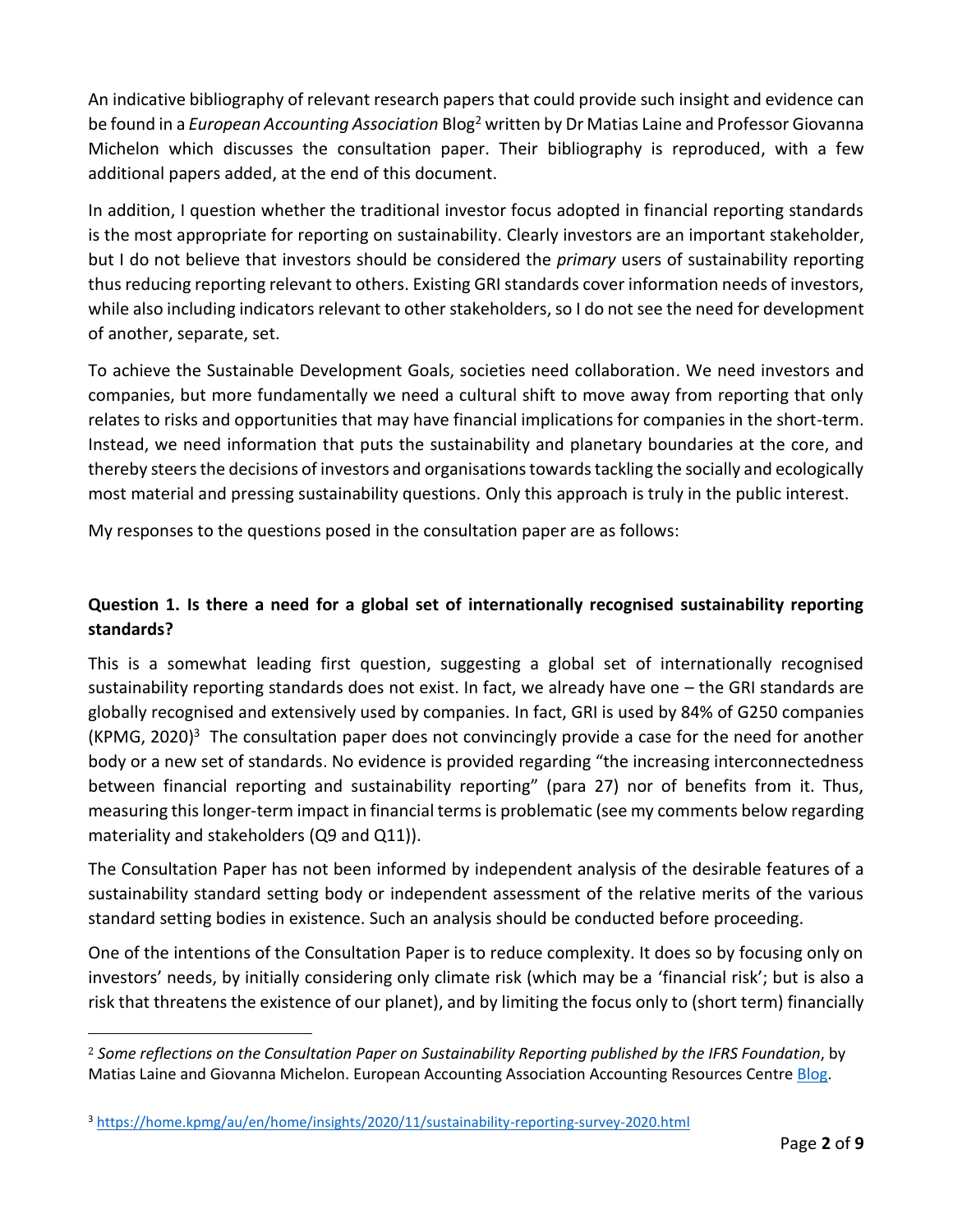An indicative bibliography of relevant research papers that could provide such insight and evidence can be found in a *European Accounting Association* Blog[2] written by Dr Matias Laine and Professor Giovanna Michelon which discusses the consultation paper. Their bibliography is reproduced, with a few additional papers added, at the end of this document.

In addition, I question whether the traditional investor focus adopted in financial reporting standards is the most appropriate for reporting on sustainability. Clearly investors are an important stakeholder, but I do not believe that investors should be considered the *primary* users of sustainability reporting thus reducing reporting relevant to others. Existing GRI standards cover information needs of investors, while also including indicators relevant to other stakeholders, so I do not see the need for development of another, separate, set.

To achieve the Sustainable Development Goals, societies need collaboration. We need investors and companies, but more fundamentally we need a cultural shift to move away from reporting that only relates to risks and opportunities that may have financial implications for companies in the short-term. Instead, we need information that puts the sustainability and planetary boundaries at the core, and thereby steers the decisions of investors and organisations towards tackling the socially and ecologically most material and pressing sustainability questions. Only this approach is truly in the public interest.

My responses to the questions posed in the consultation paper are as follows:

**Question 1. Is there a need for a global set of internationally recognised sustainability reporting standards?**

This is a somewhat leading first question, suggesting a global set of internationally recognised sustainability reporting standards does not exist. In fact, we already have one – the GRI standards are globally recognised and extensively used by companies. In fact, GRI is used by 84% of G250 companies (KPMG, 2020)[3] The consultation paper does not convincingly provide a case for the need for another body or a new set of standards. No evidence is provided regarding "the increasing interconnectedness between financial reporting and sustainability reporting" (para 27) nor of benefits from it. Thus, measuring this longer-term impact in financial terms is problematic (see my comments below regarding materiality and stakeholders (Q9 and Q11)).

The Consultation Paper has not been informed by independent analysis of the desirable features of a sustainability standard setting body or independent assessment of the relative merits of the various standard setting bodies in existence. Such an analysis should be conducted before proceeding.

One of the intentions of the Consultation Paper is to reduce complexity. It does so by focusing only on investors' needs, by initially considering only climate risk (which may be a 'financial risk'; but is also a risk that threatens the existence of our planet), and by limiting the focus only to (short term) financially

---

[2] *Some reflections on the Consultation Paper on Sustainability Reporting published by the IFRS Foundation*, by Matias Laine and Giovanna Michelon. European Accounting Association Accounting Resources Centre Blog.

[3] https://home.kpmg/au/en/home/insights/2020/11/sustainability-reporting-survey-2020.html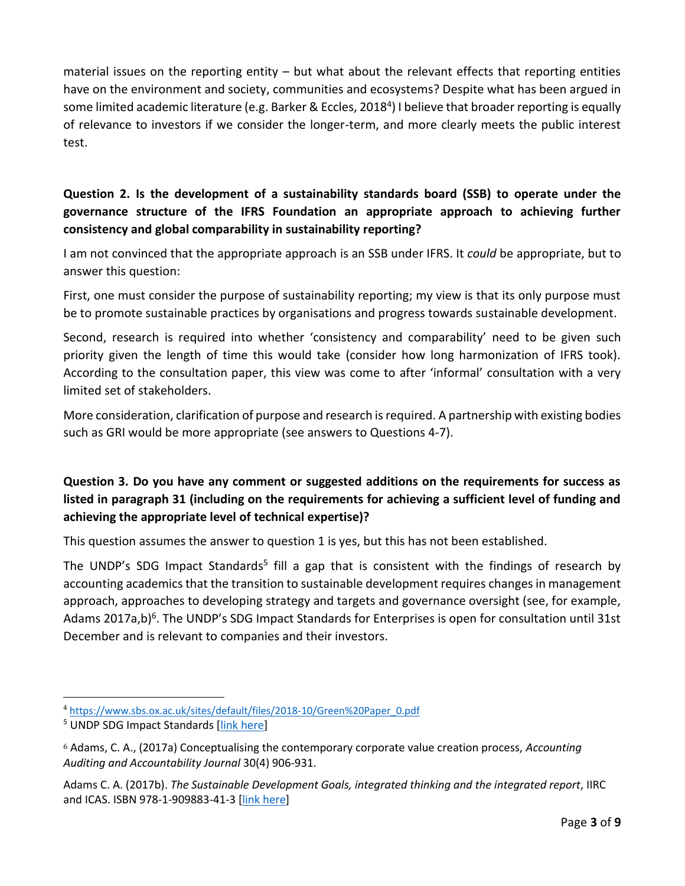material issues on the reporting entity – but what about the relevant effects that reporting entities have on the environment and society, communities and ecosystems? Despite what has been argued in some limited academic literature (e.g. Barker & Eccles, 2018[4]) I believe that broader reporting is equally of relevance to investors if we consider the longer-term, and more clearly meets the public interest test.

**Question 2. Is the development of a sustainability standards board (SSB) to operate under the governance structure of the IFRS Foundation an appropriate approach to achieving further consistency and global comparability in sustainability reporting?**

I am not convinced that the appropriate approach is an SSB under IFRS. It *could* be appropriate, but to answer this question:

First, one must consider the purpose of sustainability reporting; my view is that its only purpose must be to promote sustainable practices by organisations and progress towards sustainable development.

Second, research is required into whether 'consistency and comparability' need to be given such priority given the length of time this would take (consider how long harmonization of IFRS took). According to the consultation paper, this view was come to after 'informal' consultation with a very limited set of stakeholders.

More consideration, clarification of purpose and research is required. A partnership with existing bodies such as GRI would be more appropriate (see answers to Questions 4-7).

**Question 3. Do you have any comment or suggested additions on the requirements for success as listed in paragraph 31 (including on the requirements for achieving a sufficient level of funding and achieving the appropriate level of technical expertise)?**

This question assumes the answer to question 1 is yes, but this has not been established.

The UNDP's SDG Impact Standards[5] fill a gap that is consistent with the findings of research by accounting academics that the transition to sustainable development requires changes in management approach, approaches to developing strategy and targets and governance oversight (see, for example, Adams 2017a,b)[6]. The UNDP's SDG Impact Standards for Enterprises is open for consultation until 31st December and is relevant to companies and their investors.

---

[4] https://www.sbs.ox.ac.uk/sites/default/files/2018-10/Green%20Paper_0.pdf

[5] UNDP SDG Impact Standards [link here]

[6] Adams, C. A., (2017a) Conceptualising the contemporary corporate value creation process, *Accounting Auditing and Accountability Journal* 30(4) 906-931.

Adams C. A. (2017b). *The Sustainable Development Goals, integrated thinking and the integrated report*, IIRC and ICAS. ISBN 978-1-909883-41-3 [link here]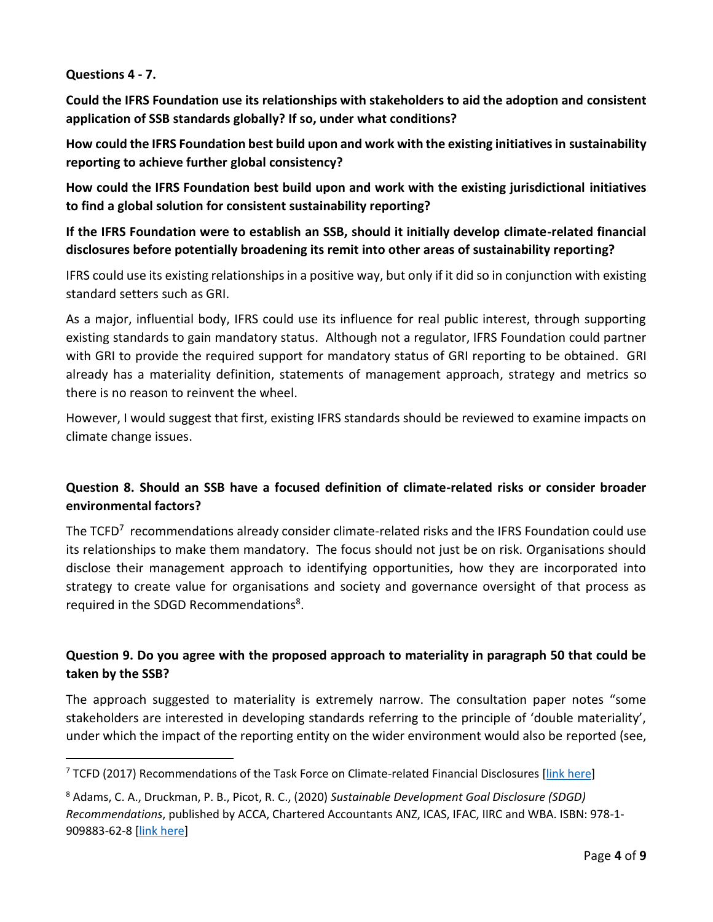**Questions 4 - 7.**

**Could the IFRS Foundation use its relationships with stakeholders to aid the adoption and consistent application of SSB standards globally? If so, under what conditions?**

**How could the IFRS Foundation best build upon and work with the existing initiatives in sustainability reporting to achieve further global consistency?**

**How could the IFRS Foundation best build upon and work with the existing jurisdictional initiatives to find a global solution for consistent sustainability reporting?**

**If the IFRS Foundation were to establish an SSB, should it initially develop climate-related financial disclosures before potentially broadening its remit into other areas of sustainability reporting?**

IFRS could use its existing relationships in a positive way, but only if it did so in conjunction with existing standard setters such as GRI.

As a major, influential body, IFRS could use its influence for real public interest, through supporting existing standards to gain mandatory status. Although not a regulator, IFRS Foundation could partner with GRI to provide the required support for mandatory status of GRI reporting to be obtained. GRI already has a materiality definition, statements of management approach, strategy and metrics so there is no reason to reinvent the wheel.

However, I would suggest that first, existing IFRS standards should be reviewed to examine impacts on climate change issues.

**Question 8. Should an SSB have a focused definition of climate-related risks or consider broader environmental factors?**

The TCFD[7] recommendations already consider climate-related risks and the IFRS Foundation could use its relationships to make them mandatory. The focus should not just be on risk. Organisations should disclose their management approach to identifying opportunities, how they are incorporated into strategy to create value for organisations and society and governance oversight of that process as required in the SDGD Recommendations[8].

**Question 9. Do you agree with the proposed approach to materiality in paragraph 50 that could be taken by the SSB?**

The approach suggested to materiality is extremely narrow. The consultation paper notes "some stakeholders are interested in developing standards referring to the principle of 'double materiality', under which the impact of the reporting entity on the wider environment would also be reported (see,

---

[7] TCFD (2017) Recommendations of the Task Force on Climate-related Financial Disclosures [link here]

[8] Adams, C. A., Druckman, P. B., Picot, R. C., (2020) *Sustainable Development Goal Disclosure (SDGD) Recommendations*, published by ACCA, Chartered Accountants ANZ, ICAS, IFAC, IIRC and WBA. ISBN: 978-1-909883-62-8 [link here]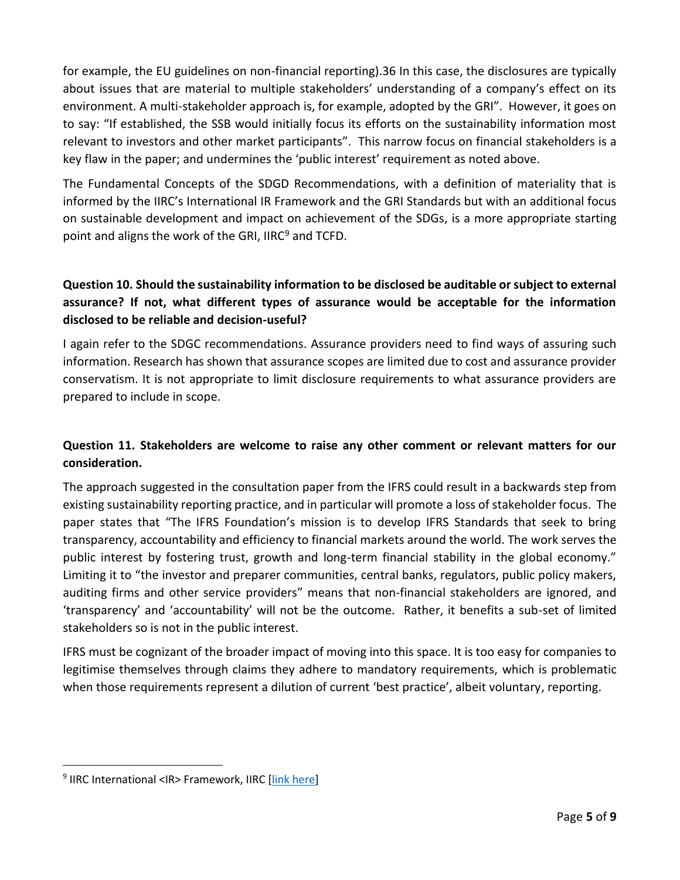for example, the EU guidelines on non-financial reporting).36 In this case, the disclosures are typically about issues that are material to multiple stakeholders' understanding of a company's effect on its environment. A multi-stakeholder approach is, for example, adopted by the GRI". However, it goes on to say: "If established, the SSB would initially focus its efforts on the sustainability information most relevant to investors and other market participants". This narrow focus on financial stakeholders is a key flaw in the paper; and undermines the 'public interest' requirement as noted above.

The Fundamental Concepts of the SDGD Recommendations, with a definition of materiality that is informed by the IIRC's International IR Framework and the GRI Standards but with an additional focus on sustainable development and impact on achievement of the SDGs, is a more appropriate starting point and aligns the work of the GRI, IIRC[9] and TCFD.

**Question 10. Should the sustainability information to be disclosed be auditable or subject to external assurance? If not, what different types of assurance would be acceptable for the information disclosed to be reliable and decision-useful?**

I again refer to the SDGC recommendations. Assurance providers need to find ways of assuring such information. Research has shown that assurance scopes are limited due to cost and assurance provider conservatism. It is not appropriate to limit disclosure requirements to what assurance providers are prepared to include in scope.

**Question 11. Stakeholders are welcome to raise any other comment or relevant matters for our consideration.**

The approach suggested in the consultation paper from the IFRS could result in a backwards step from existing sustainability reporting practice, and in particular will promote a loss of stakeholder focus. The paper states that "The IFRS Foundation's mission is to develop IFRS Standards that seek to bring transparency, accountability and efficiency to financial markets around the world. The work serves the public interest by fostering trust, growth and long-term financial stability in the global economy." Limiting it to "the investor and preparer communities, central banks, regulators, public policy makers, auditing firms and other service providers" means that non-financial stakeholders are ignored, and 'transparency' and 'accountability' will not be the outcome. Rather, it benefits a sub-set of limited stakeholders so is not in the public interest.

IFRS must be cognizant of the broader impact of moving into this space. It is too easy for companies to legitimise themselves through claims they adhere to mandatory requirements, which is problematic when those requirements represent a dilution of current 'best practice', albeit voluntary, reporting.

---

[9] IIRC International <IR> Framework, IIRC [link here]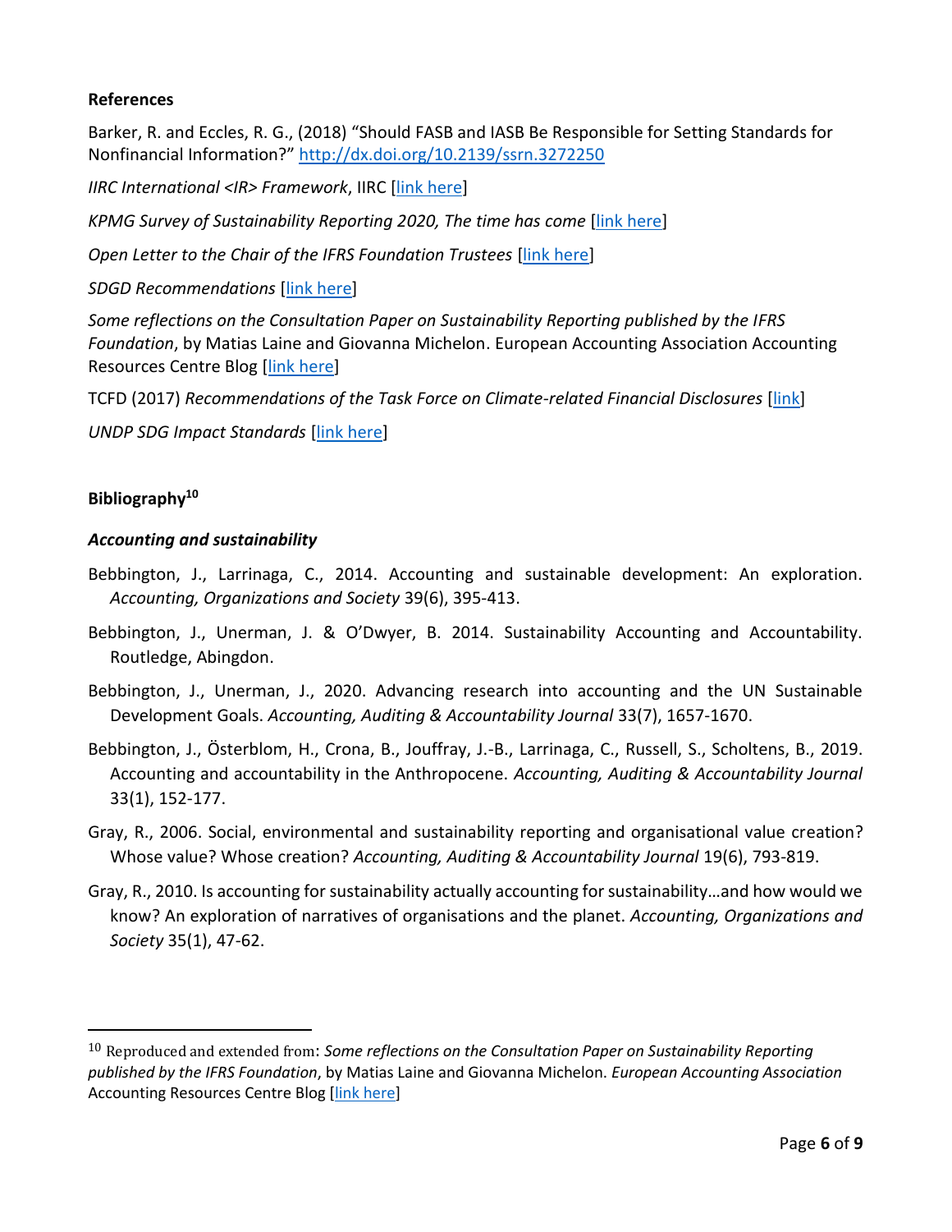**References**

Barker, R. and Eccles, R. G., (2018) "Should FASB and IASB Be Responsible for Setting Standards for Nonfinancial Information?" http://dx.doi.org/10.2139/ssrn.3272250

*IIRC International <IR> Framework*, IIRC [link here]

*KPMG Survey of Sustainability Reporting 2020, The time has come* [link here]

*Open Letter to the Chair of the IFRS Foundation Trustees* [link here]

*SDGD Recommendations* [link here]

*Some reflections on the Consultation Paper on Sustainability Reporting published by the IFRS Foundation*, by Matias Laine and Giovanna Michelon. European Accounting Association Accounting Resources Centre Blog [link here]

TCFD (2017) *Recommendations of the Task Force on Climate-related Financial Disclosures* [link]

*UNDP SDG Impact Standards* [link here]

**Bibliography[10]**

***Accounting and sustainability***

Bebbington, J., Larrinaga, C., 2014. Accounting and sustainable development: An exploration. *Accounting, Organizations and Society* 39(6), 395-413.

Bebbington, J., Unerman, J. & O'Dwyer, B. 2014. Sustainability Accounting and Accountability. Routledge, Abingdon.

Bebbington, J., Unerman, J., 2020. Advancing research into accounting and the UN Sustainable Development Goals. *Accounting, Auditing & Accountability Journal* 33(7), 1657-1670.

Bebbington, J., Österblom, H., Crona, B., Jouffray, J.-B., Larrinaga, C., Russell, S., Scholtens, B., 2019. Accounting and accountability in the Anthropocene. *Accounting, Auditing & Accountability Journal* 33(1), 152-177.

Gray, R., 2006. Social, environmental and sustainability reporting and organisational value creation? Whose value? Whose creation? *Accounting, Auditing & Accountability Journal* 19(6), 793-819.

Gray, R., 2010. Is accounting for sustainability actually accounting for sustainability…and how would we know? An exploration of narratives of organisations and the planet. *Accounting, Organizations and Society* 35(1), 47-62.

---

[10] Reproduced and extended from: *Some reflections on the Consultation Paper on Sustainability Reporting published by the IFRS Foundation*, by Matias Laine and Giovanna Michelon. *European Accounting Association* Accounting Resources Centre Blog [link here]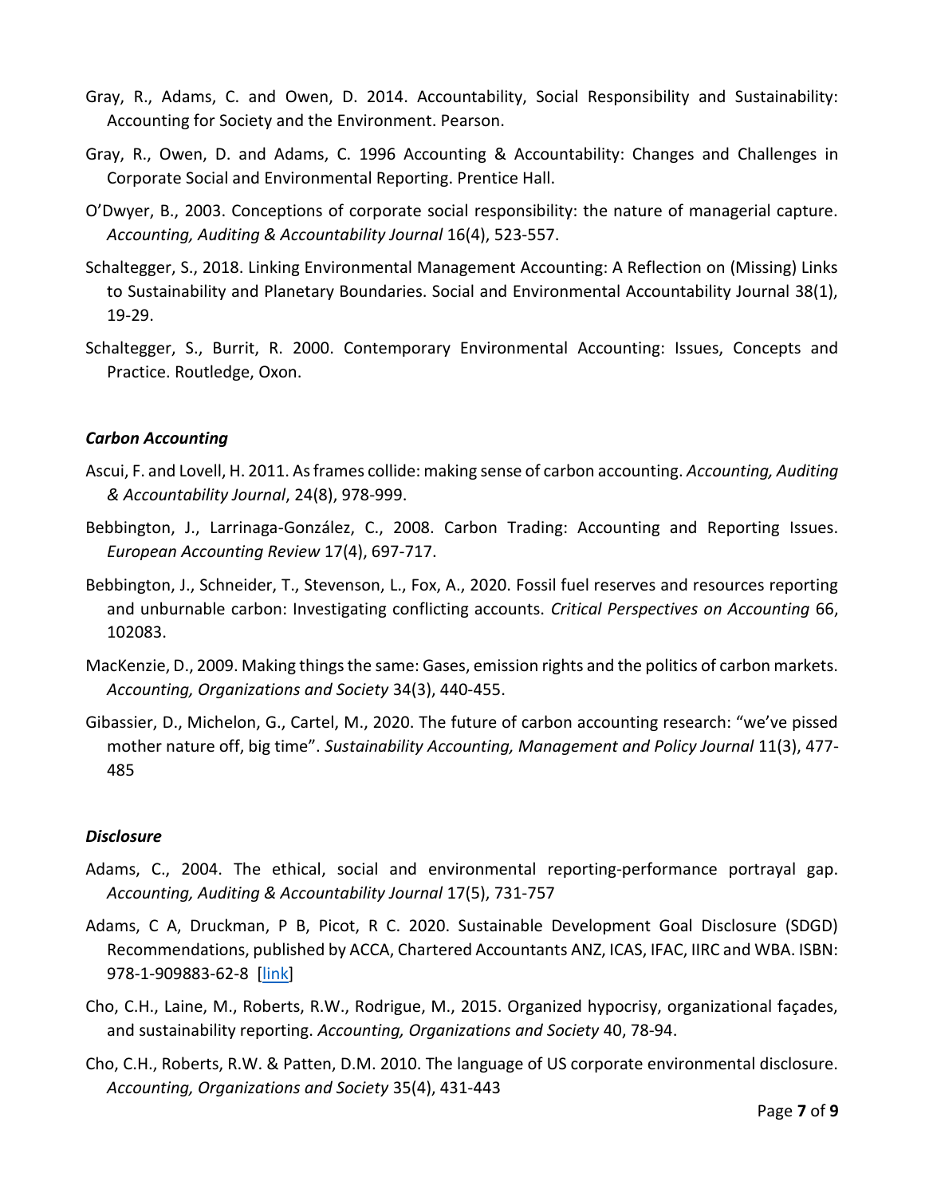Gray, R., Adams, C. and Owen, D. 2014. Accountability, Social Responsibility and Sustainability: Accounting for Society and the Environment. Pearson.

Gray, R., Owen, D. and Adams, C. 1996 Accounting & Accountability: Changes and Challenges in Corporate Social and Environmental Reporting. Prentice Hall.

O'Dwyer, B., 2003. Conceptions of corporate social responsibility: the nature of managerial capture. *Accounting, Auditing & Accountability Journal* 16(4), 523-557.

Schaltegger, S., 2018. Linking Environmental Management Accounting: A Reflection on (Missing) Links to Sustainability and Planetary Boundaries. Social and Environmental Accountability Journal 38(1), 19-29.

Schaltegger, S., Burrit, R. 2000. Contemporary Environmental Accounting: Issues, Concepts and Practice. Routledge, Oxon.

### *Carbon Accounting*

Ascui, F. and Lovell, H. 2011. As frames collide: making sense of carbon accounting. *Accounting, Auditing & Accountability Journal*, 24(8), 978-999.

Bebbington, J., Larrinaga-González, C., 2008. Carbon Trading: Accounting and Reporting Issues. *European Accounting Review* 17(4), 697-717.

Bebbington, J., Schneider, T., Stevenson, L., Fox, A., 2020. Fossil fuel reserves and resources reporting and unburnable carbon: Investigating conflicting accounts. *Critical Perspectives on Accounting* 66, 102083.

MacKenzie, D., 2009. Making things the same: Gases, emission rights and the politics of carbon markets. *Accounting, Organizations and Society* 34(3), 440-455.

Gibassier, D., Michelon, G., Cartel, M., 2020. The future of carbon accounting research: "we've pissed mother nature off, big time". *Sustainability Accounting, Management and Policy Journal* 11(3), 477-485

### *Disclosure*

Adams, C., 2004. The ethical, social and environmental reporting-performance portrayal gap. *Accounting, Auditing & Accountability Journal* 17(5), 731-757

Adams, C A, Druckman, P B, Picot, R C. 2020. Sustainable Development Goal Disclosure (SDGD) Recommendations, published by ACCA, Chartered Accountants ANZ, ICAS, IFAC, IIRC and WBA. ISBN: 978-1-909883-62-8 [link]

Cho, C.H., Laine, M., Roberts, R.W., Rodrigue, M., 2015. Organized hypocrisy, organizational façades, and sustainability reporting. *Accounting, Organizations and Society* 40, 78-94.

Cho, C.H., Roberts, R.W. & Patten, D.M. 2010. The language of US corporate environmental disclosure. *Accounting, Organizations and Society* 35(4), 431-443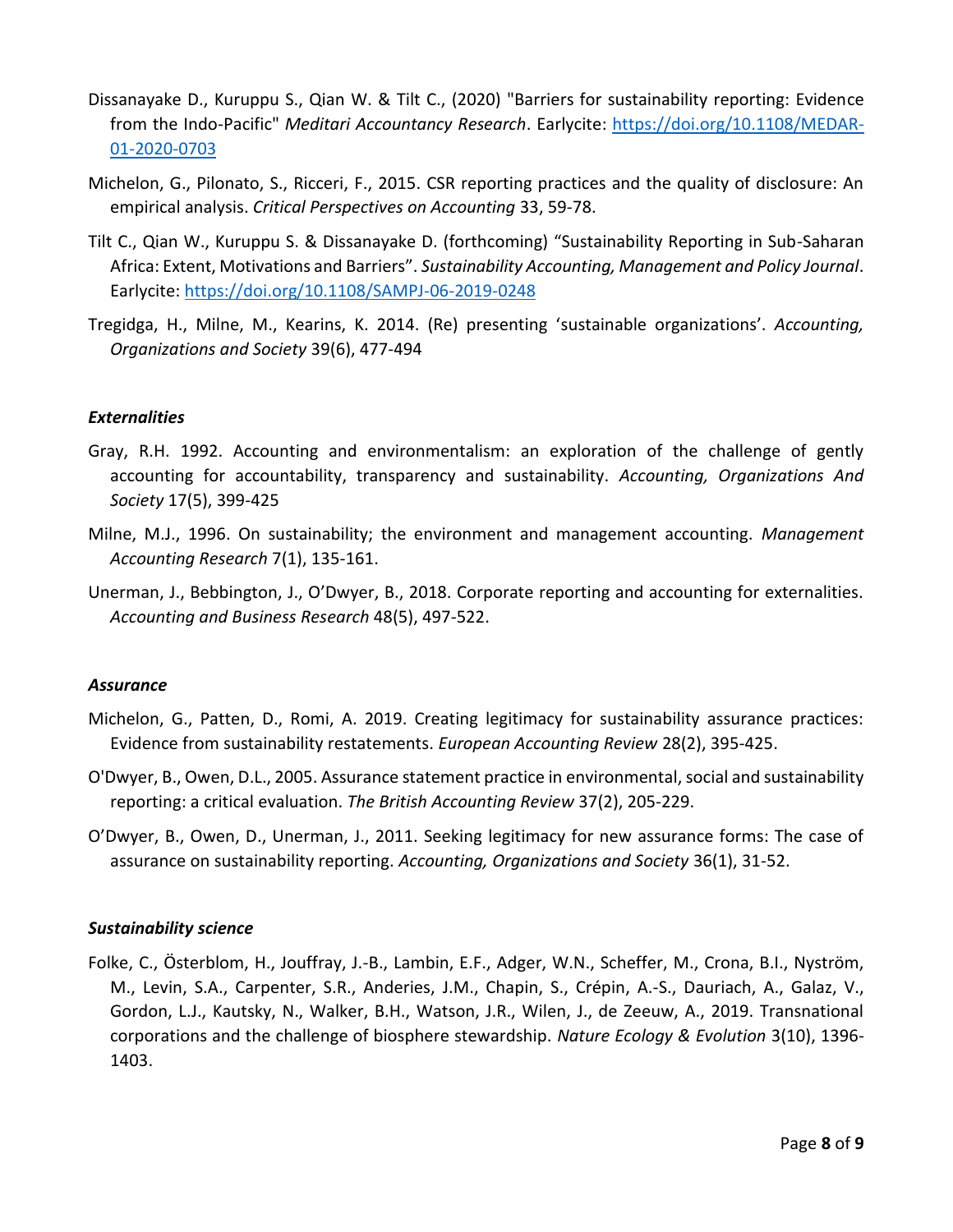Dissanayake D., Kuruppu S., Qian W. & Tilt C., (2020) "Barriers for sustainability reporting: Evidence from the Indo-Pacific" *Meditari Accountancy Research*. Earlycite: [https://doi.org/10.1108/MEDAR-01-2020-0703](https://doi.org/10.1108/MEDAR-01-2020-0703)

Michelon, G., Pilonato, S., Ricceri, F., 2015. CSR reporting practices and the quality of disclosure: An empirical analysis. *Critical Perspectives on Accounting* 33, 59-78.

Tilt C., Qian W., Kuruppu S. & Dissanayake D. (forthcoming) "Sustainability Reporting in Sub-Saharan Africa: Extent, Motivations and Barriers". *Sustainability Accounting, Management and Policy Journal*. Earlycite: [https://doi.org/10.1108/SAMPJ-06-2019-0248](https://doi.org/10.1108/SAMPJ-06-2019-0248)

Tregidga, H., Milne, M., Kearins, K. 2014. (Re) presenting 'sustainable organizations'. *Accounting, Organizations and Society* 39(6), 477-494

### *Externalities*

Gray, R.H. 1992. Accounting and environmentalism: an exploration of the challenge of gently accounting for accountability, transparency and sustainability. *Accounting, Organizations And Society* 17(5), 399-425

Milne, M.J., 1996. On sustainability; the environment and management accounting. *Management Accounting Research* 7(1), 135-161.

Unerman, J., Bebbington, J., O'Dwyer, B., 2018. Corporate reporting and accounting for externalities. *Accounting and Business Research* 48(5), 497-522.

### *Assurance*

Michelon, G., Patten, D., Romi, A. 2019. Creating legitimacy for sustainability assurance practices: Evidence from sustainability restatements. *European Accounting Review* 28(2), 395-425.

O'Dwyer, B., Owen, D.L., 2005. Assurance statement practice in environmental, social and sustainability reporting: a critical evaluation. *The British Accounting Review* 37(2), 205-229.

O'Dwyer, B., Owen, D., Unerman, J., 2011. Seeking legitimacy for new assurance forms: The case of assurance on sustainability reporting. *Accounting, Organizations and Society* 36(1), 31-52.

### *Sustainability science*

Folke, C., Österblom, H., Jouffray, J.-B., Lambin, E.F., Adger, W.N., Scheffer, M., Crona, B.I., Nyström, M., Levin, S.A., Carpenter, S.R., Anderies, J.M., Chapin, S., Crépin, A.-S., Dauriach, A., Galaz, V., Gordon, L.J., Kautsky, N., Walker, B.H., Watson, J.R., Wilen, J., de Zeeuw, A., 2019. Transnational corporations and the challenge of biosphere stewardship. *Nature Ecology & Evolution* 3(10), 1396-1403.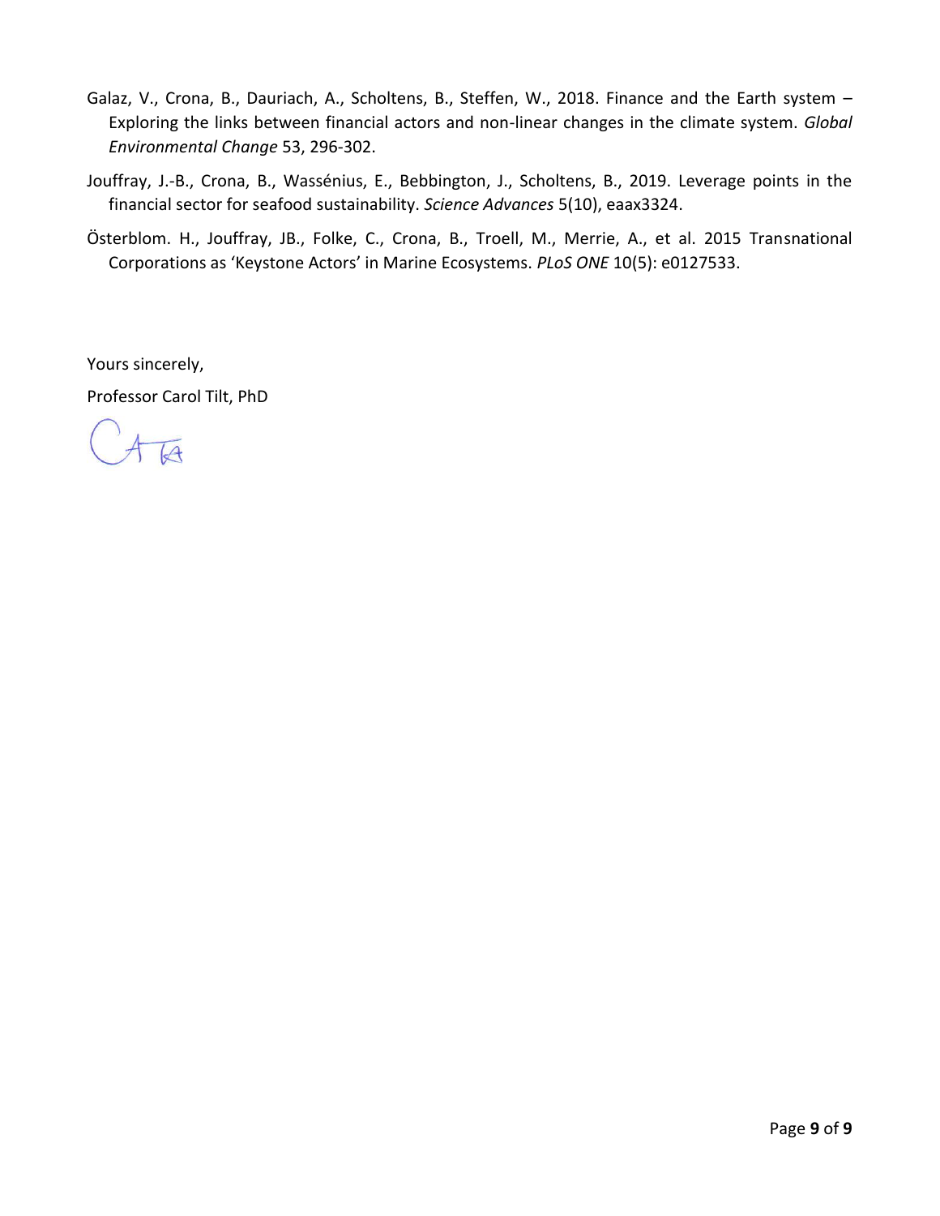Galaz, V., Crona, B., Dauriach, A., Scholtens, B., Steffen, W., 2018. Finance and the Earth system – Exploring the links between financial actors and non-linear changes in the climate system. *Global Environmental Change* 53, 296-302.

Jouffray, J.-B., Crona, B., Wassénius, E., Bebbington, J., Scholtens, B., 2019. Leverage points in the financial sector for seafood sustainability. *Science Advances* 5(10), eaax3324.

Österblom. H., Jouffray, JB., Folke, C., Crona, B., Troell, M., Merrie, A., et al. 2015 Transnational Corporations as 'Keystone Actors' in Marine Ecosystems. *PLoS ONE* 10(5): e0127533.

Yours sincerely,

Professor Carol Tilt, PhD